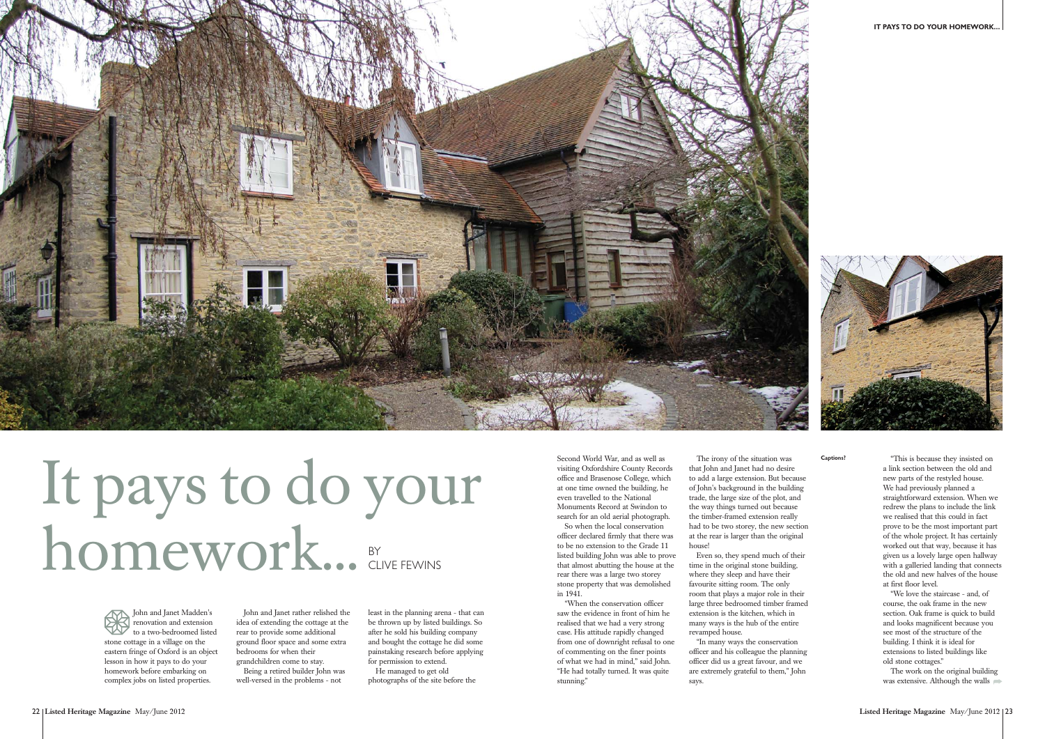# It pays to do your homework...

BY CLIVE FEWINS

John and Janet Madden's renovation and extension to a two-bedroomed listed stone cottage in a village on the eastern fringe of Oxford is an object lesson in how it pays to do your homework before embarking on complex jobs on listed properties.

John and Janet rather relished the idea of extending the cottage at the rear to provide some additional ground floor space and some extra bedrooms for when their grandchildren come to stay.

Being a retired builder John was well-versed in the problems - not least in the planning arena - that can be thrown up by listed buildings. So after he sold his building company and bought the cottage he did some painstaking research before applying for permission to extend.

He managed to get old photographs of the site before the Second World War, and as well as visiting Oxfordshire County Records office and Brasenose College, which at one time owned the building, he even travelled to the National Monuments Record at Swindon to search for an old aerial photograph.

So when the local conservation officer declared firmly that there was to be no extension to the Grade 11 listed building John was able to prove that almost abutting the house at the rear there was a large two storey stone property that was demolished in 1941.

"When the conservation officer saw the evidence in front of him he realised that we had a very strong case. His attitude rapidly changed from one of downright refusal to one of commenting on the finer points of what we had in mind," said John. "He had totally turned. It was quite stunning."

The irony of the situation was that John and Janet had no desire to add a large extension. But because of John's background in the building trade, the large size of the plot, and the way things turned out because the timber-framed extension really had to be two storey, the new section at the rear is larger than the original house!

Even so, they spend much of their time in the original stone building, where they sleep and have their favourite sitting room. The only room that plays a major role in their large three bedroomed timber framed extension is the kitchen, which in many ways is the hub of the entire revamped house.

"In many ways the conservation officer and his colleague the planning officer did us a great favour, and we are extremely grateful to them," John says.

Captions?

"This is because they insisted on a link section between the old and new parts of the restyled house. We had previously planned a straightforward extension. When we redrew the plans to include the link we realised that this could in fact prove to be the most important part of the whole project. It has certainly worked out that way, because it has given us a lovely large open hallway with a galleried landing that connects the old and new halves of the house at first floor level.

"We love the staircase - and, of course, the oak frame in the new section. Oak frame is quick to build and looks magnificent because you see most of the structure of the building. I think it is ideal for extensions to listed buildings like old stone cottages."

The work on the original building was extensive. Although the walls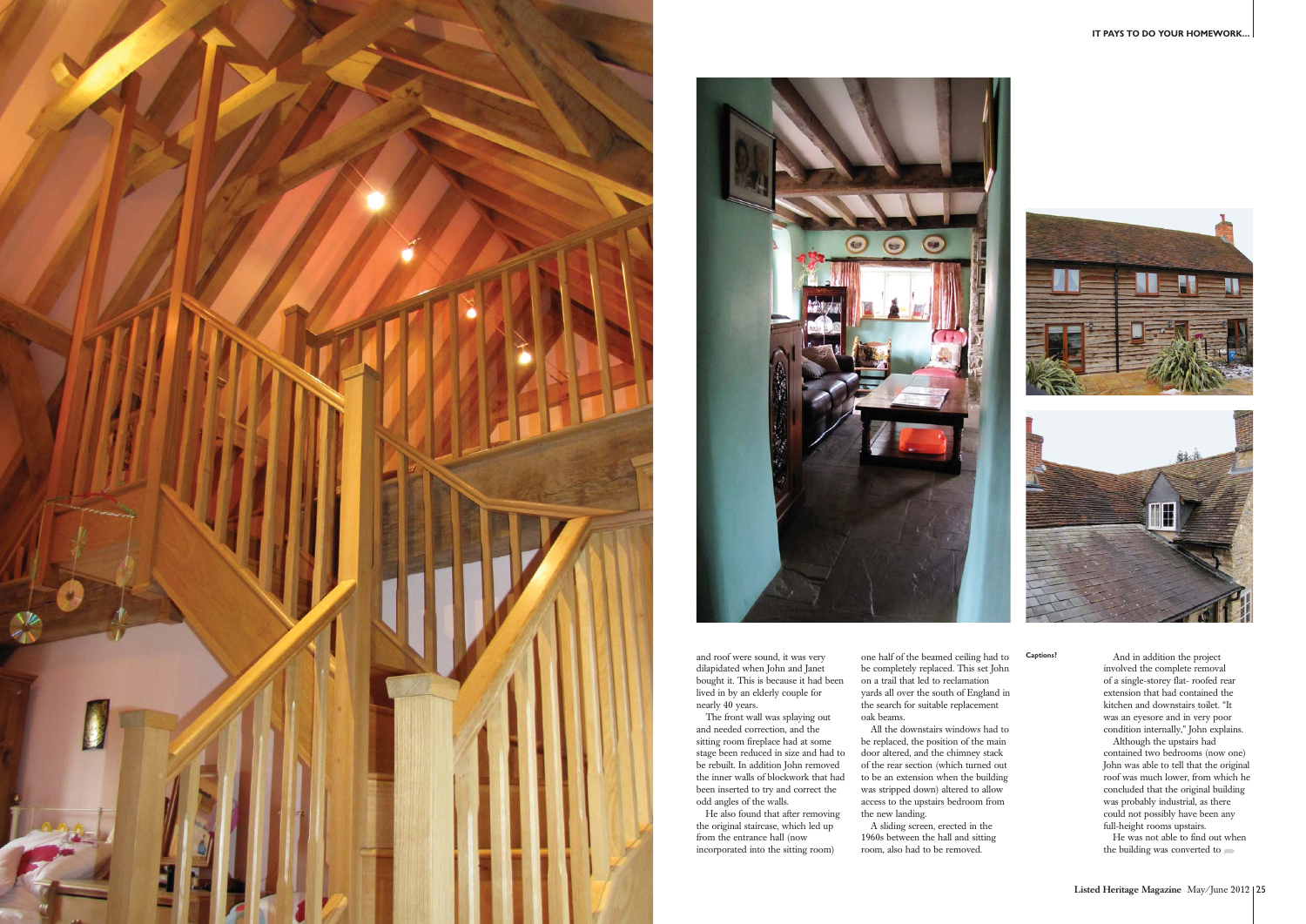and roof were sound, it was very dilapidated when John and Janet bought it. This is because it had been lived in by an elderly couple for nearly 40 years.

The front wall was splaying out and needed correction, and the sitting room fireplace had at some stage been reduced in size and had to be rebuilt. In addition John removed the inner walls of blockwork that had been inserted to try and correct the odd angles of the walls.

He also found that after removing the original staircase, which led up from the entrance hall (now incorporated into the sitting room) one half of the beamed ceiling had to be completely replaced. This set John on a trail that led to reclamation yards all over the south of England in the search for suitable replacement oak beams.

All the downstairs windows had to be replaced, the position of the main door altered, and the chimney stack of the rear section (which turned out to be an extension when the building was stripped down) altered to allow access to the upstairs bedroom from the new landing.

A sliding screen, erected in the 1960s between the hall and sitting room, also had to be removed.

Captions?

And in addition the project involved the complete removal of a single-storey flat- roofed rear extension that had contained the kitchen and downstairs toilet. "It was an eyesore and in very poor condition internally," John explains.

Although the upstairs had contained two bedrooms (now one) John was able to tell that the original roof was much lower, from which he concluded that the original building was probably industrial, as there could not possibly have been any full-height rooms upstairs.

He was not able to find out when the building was converted to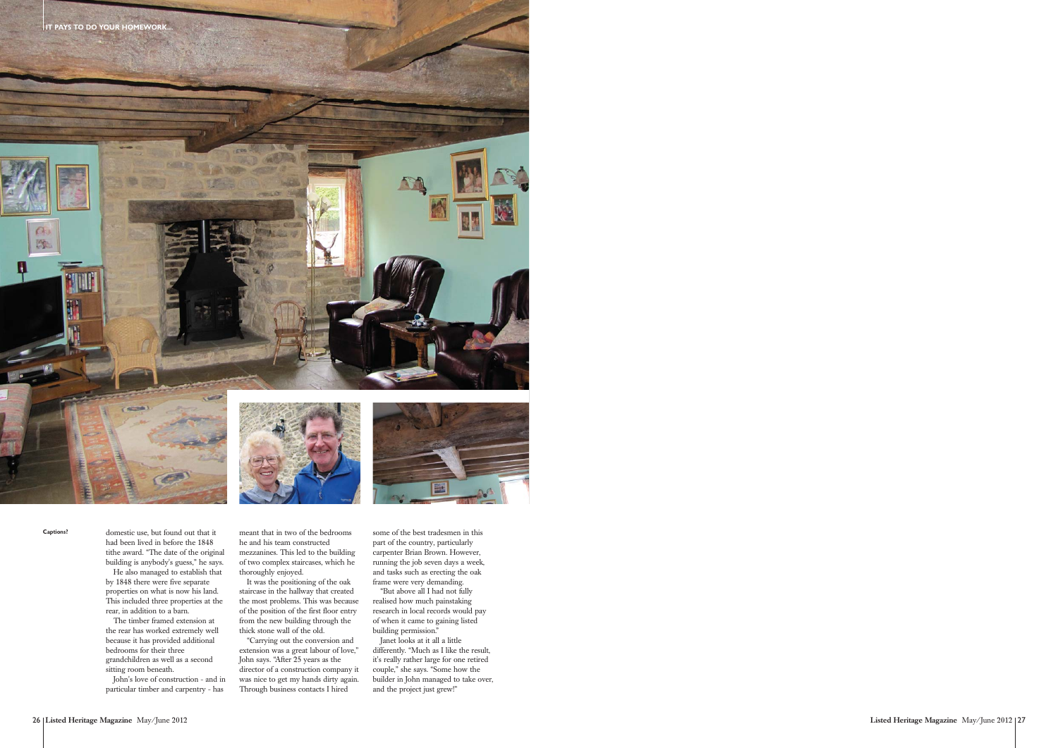Captions?

domestic use, but found out that it had been lived in before the 1848 tithe award. "The date of the original building is anybody's guess," he says.

He also managed to establish that by 1848 there were five separate properties on what is now his land. This included three properties at the rear, in addition to a barn.

The timber framed extension at the rear has worked extremely well because it has provided additional bedrooms for their three grandchildren as well as a second sitting room beneath.

John's love of construction - and in particular timber and carpentry - has meant that in two of the bedrooms he and his team constructed mezzanines. This led to the building of two complex staircases, which he thoroughly enjoyed.

It was the positioning of the oak staircase in the hallway that created the most problems. This was because of the position of the first floor entry from the new building through the thick stone wall of the old.

"Carrying out the conversion and extension was a great labour of love," John says. "After 25 years as the director of a construction company it was nice to get my hands dirty again. Through business contacts I hired some of the best tradesmen in this part of the country, particularly carpenter Brian Brown. However, running the job seven days a week, and tasks such as erecting the oak frame were very demanding.

"But above all I had not fully realised how much painstaking research in local records would pay of when it came to gaining listed building permission."

Janet looks at it all a little differently. "Much as I like the result, it's really rather large for one retired couple," she says. "Some how the builder in John managed to take over, and the project just grew!"